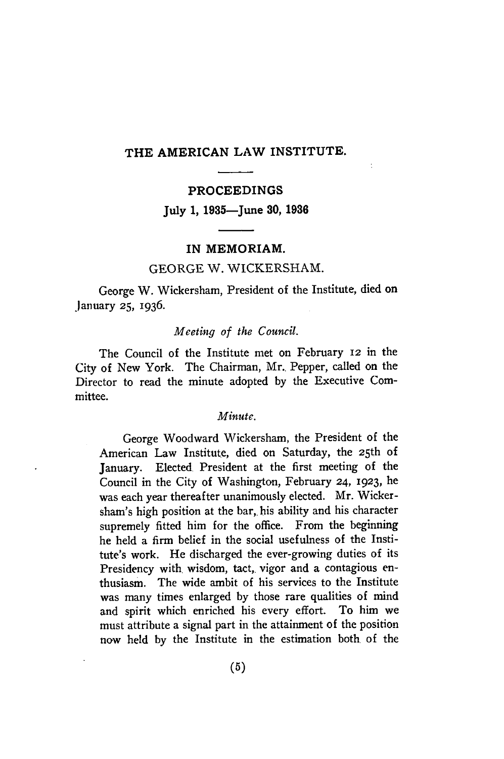# THE AMERICAN LAW INSTITUTE.

## PROCEEDINGS

### July 1, 1935—June 30, 1936

## IN MEMORIAM.

### GEORGE W. WICKERSHAM.

George W. Wickersham, President of the Institute, died on January 25, 1936.

*Meeting of the Council.*

The Council of the Institute met on February 12 in the City of New York. The Chairman, Mr. Pepper, called on the Director to read the minute adopted by the Executive Committee.

*Minute.*

> George Woodward Wickersham, the President of the American Law Institute, died on Saturday, the 25th of January. Elected President at the first meeting of the Council in the City of Washington, February 24, 1923, he was each year thereafter unanimously elected. Mr. Wickersham's high position at the bar, his ability and his character supremely fitted him for the office. From the beginning he held a firm belief in the social usefulness of the Institute's work. He discharged the ever-growing duties of its Presidency with wisdom, tact, vigor and a contagious enthusiasm. The wide ambit of his services to the Institute was many times enlarged by those rare qualities of mind and spirit which enriched his every effort. To him we must attribute a signal part in the attainment of the position now held by the Institute in the estimation both of the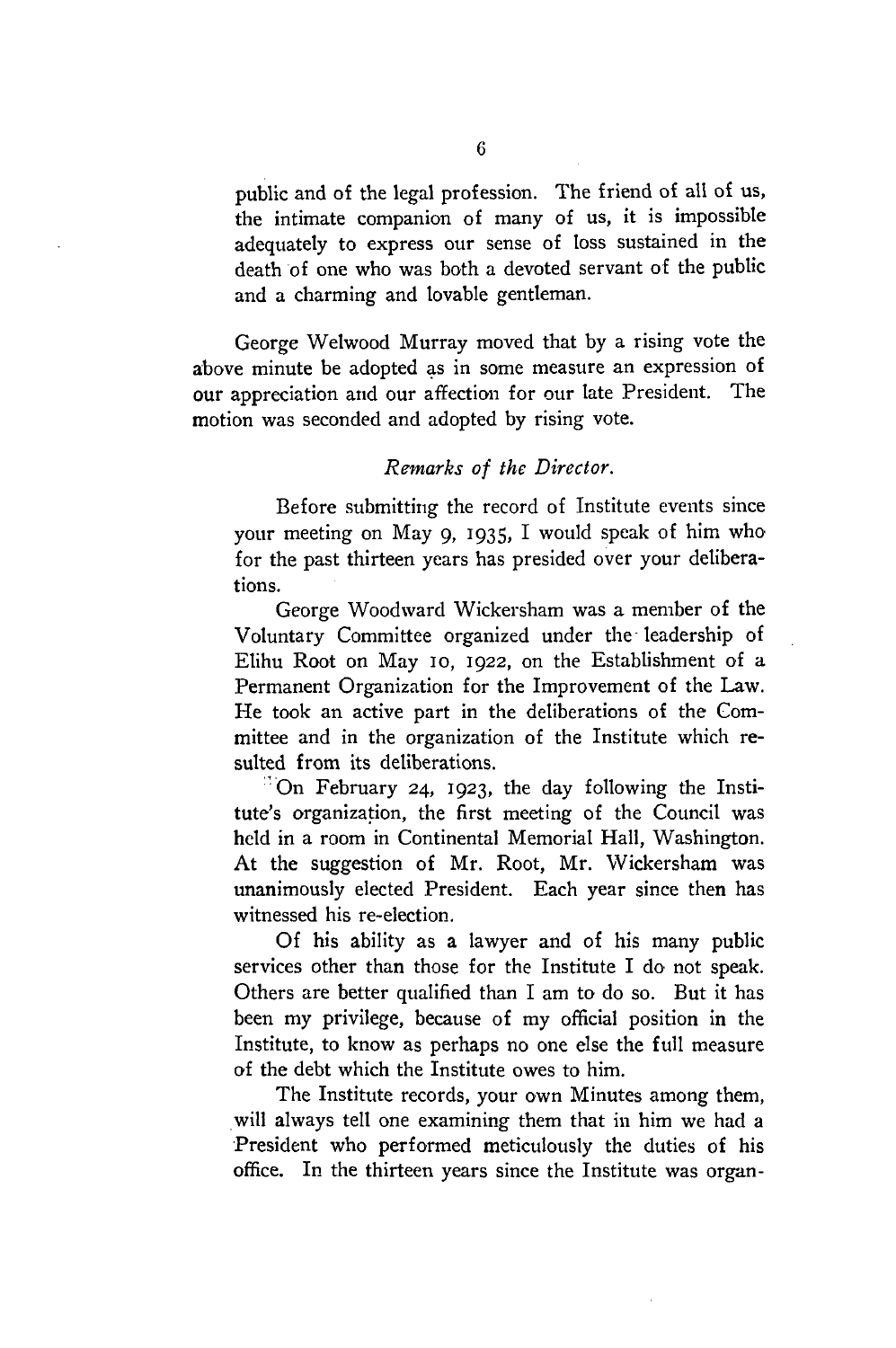public and of the legal profession. The friend of all of us, the intimate companion of many of us, it is impossible adequately to express our sense of loss sustained in the death of one who was both a devoted servant of the public and a charming and lovable gentleman.

George Welwood Murray moved that by a rising vote the above minute be adopted as in some measure an expression of our appreciation and our affection for our late President. The motion was seconded and adopted by rising vote.

### *Remarks of the Director.*

Before submitting the record of Institute events since your meeting on May 9, 1935, I would speak of him who for the past thirteen years has presided over your deliberations.

George Woodward Wickersham was a member of the Voluntary Committee organized under the leadership of Elihu Root on May 10, 1922, on the Establishment of a Permanent Organization for the Improvement of the Law. He took an active part in the deliberations of the Committee and in the organization of the Institute which resulted from its deliberations.

On February 24, 1923, the day following the Institute's organization, the first meeting of the Council was held in a room in Continental Memorial Hall, Washington. At the suggestion of Mr. Root, Mr. Wickersham was unanimously elected President. Each year since then has witnessed his re-election.

Of his ability as a lawyer and of his many public services other than those for the Institute I do not speak. Others are better qualified than I am to do so. But it has been my privilege, because of my official position in the Institute, to know as perhaps no one else the full measure of the debt which the Institute owes to him.

The Institute records, your own Minutes among them, will always tell one examining them that in him we had a President who performed meticulously the duties of his office. In the thirteen years since the Institute was organ-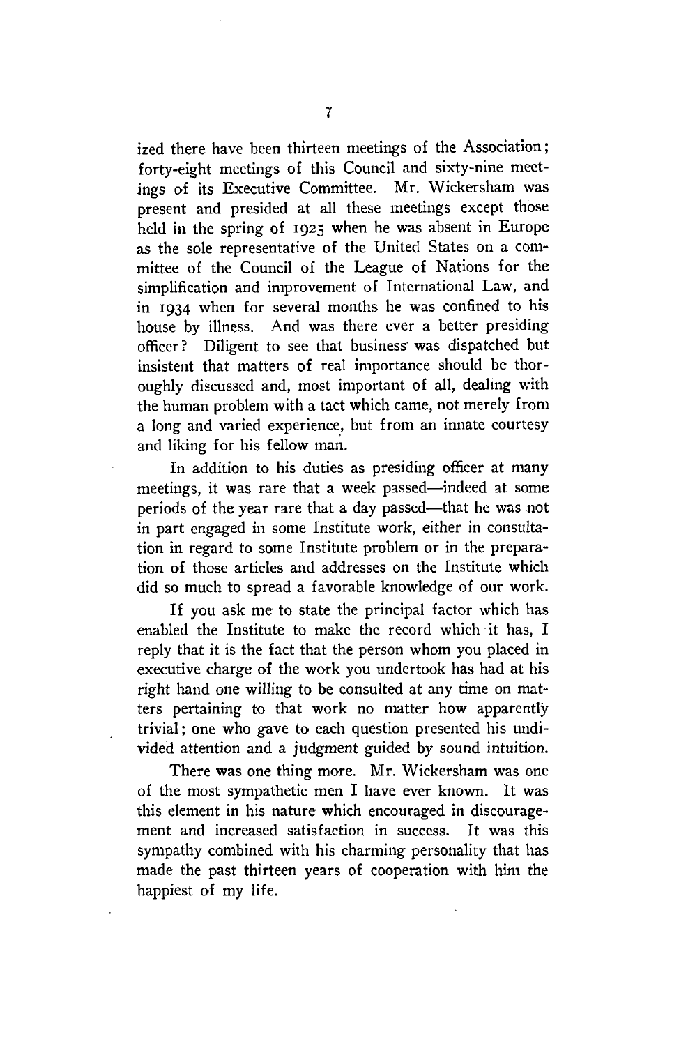ized there have been thirteen meetings of the Association; forty-eight meetings of this Council and sixty-nine meetings of its Executive Committee. Mr. Wickersham was present and presided at all these meetings except those held in the spring of 1925 when he was absent in Europe as the sole representative of the United States on a committee of the Council of the League of Nations for the simplification and improvement of International Law, and in 1934 when for several months he was confined to his house by illness. And was there ever a better presiding officer? Diligent to see that business was dispatched but insistent that matters of real importance should be thoroughly discussed and, most important of all, dealing with the human problem with a tact which came, not merely from a long and varied experience, but from an innate courtesy and liking for his fellow man.

In addition to his duties as presiding officer at many meetings, it was rare that a week passed—indeed at some periods of the year rare that a day passed—that he was not in part engaged in some Institute work, either in consultation in regard to some Institute problem or in the preparation of those articles and addresses on the Institute which did so much to spread a favorable knowledge of our work.

If you ask me to state the principal factor which has enabled the Institute to make the record which it has, I reply that it is the fact that the person whom you placed in executive charge of the work you undertook has had at his right hand one willing to be consulted at any time on matters pertaining to that work no matter how apparently trivial; one who gave to each question presented his undivided attention and a judgment guided by sound intuition.

There was one thing more. Mr. Wickersham was one of the most sympathetic men I have ever known. It was this element in his nature which encouraged in discouragement and increased satisfaction in success. It was this sympathy combined with his charming personality that has made the past thirteen years of cooperation with him the happiest of my life.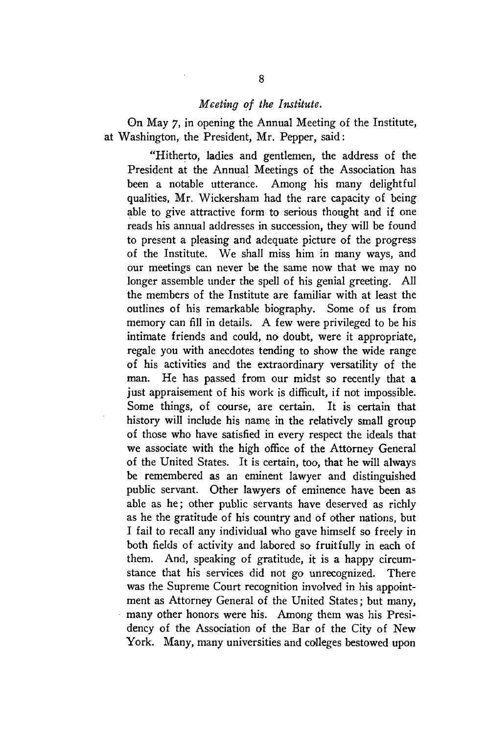*Meeting of the Institute.*

On May 7, in opening the Annual Meeting of the Institute, at Washington, the President, Mr. Pepper, said:

> "Hitherto, ladies and gentlemen, the address of the President at the Annual Meetings of the Association has been a notable utterance. Among his many delightful qualities, Mr. Wickersham had the rare capacity of being able to give attractive form to serious thought and if one reads his annual addresses in succession, they will be found to present a pleasing and adequate picture of the progress of the Institute. We shall miss him in many ways, and our meetings can never be the same now that we may no longer assemble under the spell of his genial greeting. All the members of the Institute are familiar with at least the outlines of his remarkable biography. Some of us from memory can fill in details. A few were privileged to be his intimate friends and could, no doubt, were it appropriate, regale you with anecdotes tending to show the wide range of his activities and the extraordinary versatility of the man. He has passed from our midst so recently that a just appraisement of his work is difficult, if not impossible. Some things, of course, are certain. It is certain that history will include his name in the relatively small group of those who have satisfied in every respect the ideals that we associate with the high office of the Attorney General of the United States. It is certain, too, that he will always be remembered as an eminent lawyer and distinguished public servant. Other lawyers of eminence have been as able as he; other public servants have deserved as richly as he the gratitude of his country and of other nations, but I fail to recall any individual who gave himself so freely in both fields of activity and labored so fruitfully in each of them. And, speaking of gratitude, it is a happy circumstance that his services did not go unrecognized. There was the Supreme Court recognition involved in his appointment as Attorney General of the United States; but many, many other honors were his. Among them was his Presidency of the Association of the Bar of the City of New York. Many, many universities and colleges bestowed upon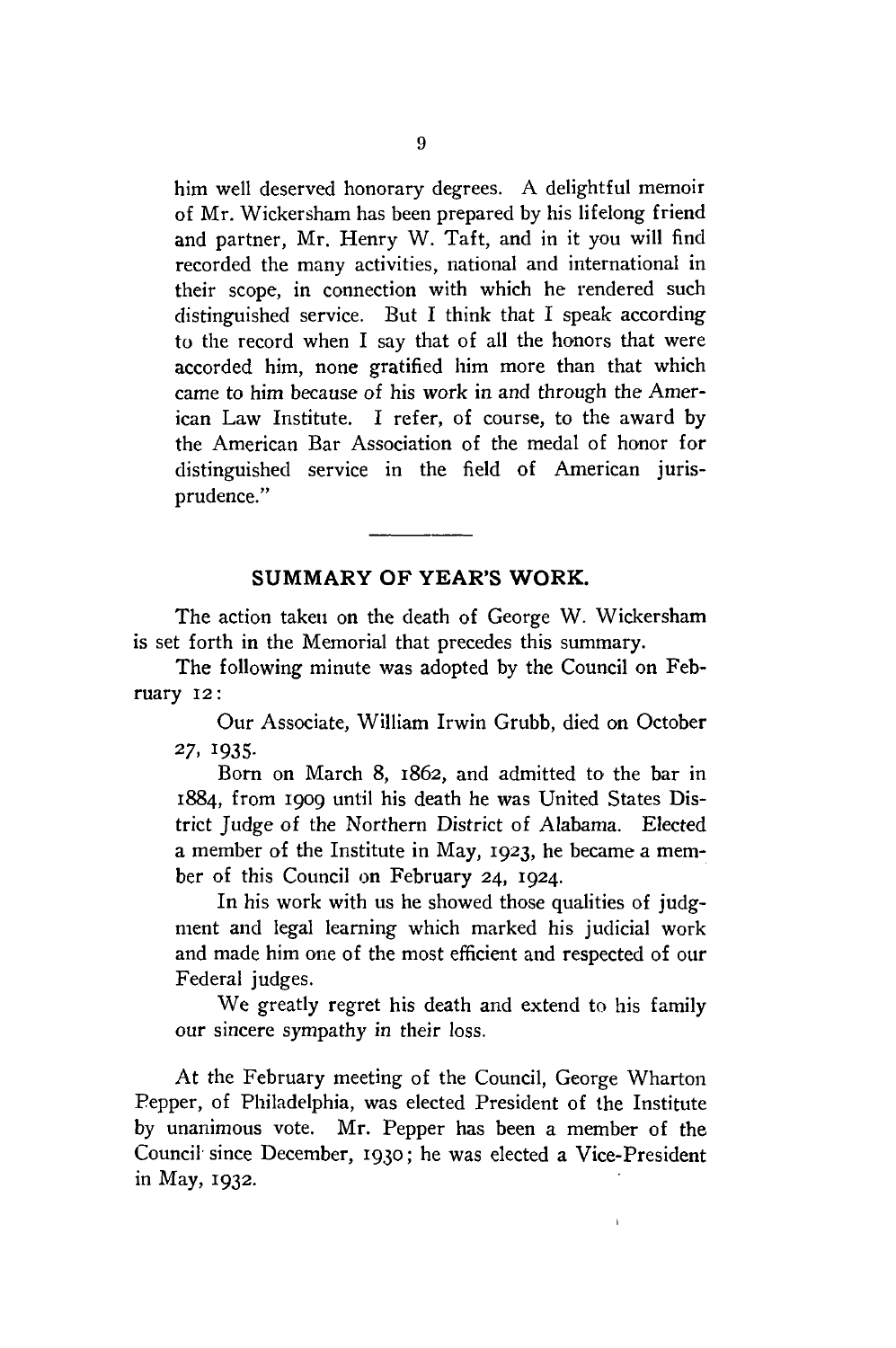him well deserved honorary degrees. A delightful memoir of Mr. Wickersham has been prepared by his lifelong friend and partner, Mr. Henry W. Taft, and in it you will find recorded the many activities, national and international in their scope, in connection with which he rendered such distinguished service. But I think that I speak according to the record when I say that of all the honors that were accorded him, none gratified him more than that which came to him because of his work in and through the American Law Institute. I refer, of course, to the award by the American Bar Association of the medal of honor for distinguished service in the field of American jurisprudence."

---

## SUMMARY OF YEAR'S WORK.

The action taken on the death of George W. Wickersham is set forth in the Memorial that precedes this summary.

The following minute was adopted by the Council on February 12:

> Our Associate, William Irwin Grubb, died on October 27, 1935.
>
> Born on March 8, 1862, and admitted to the bar in 1884, from 1909 until his death he was United States District Judge of the Northern District of Alabama. Elected a member of the Institute in May, 1923, he became a member of this Council on February 24, 1924.
>
> In his work with us he showed those qualities of judgment and legal learning which marked his judicial work and made him one of the most efficient and respected of our Federal judges.
>
> We greatly regret his death and extend to his family our sincere sympathy in their loss.

At the February meeting of the Council, George Wharton Pepper, of Philadelphia, was elected President of the Institute by unanimous vote. Mr. Pepper has been a member of the Council since December, 1930; he was elected a Vice-President in May, 1932.